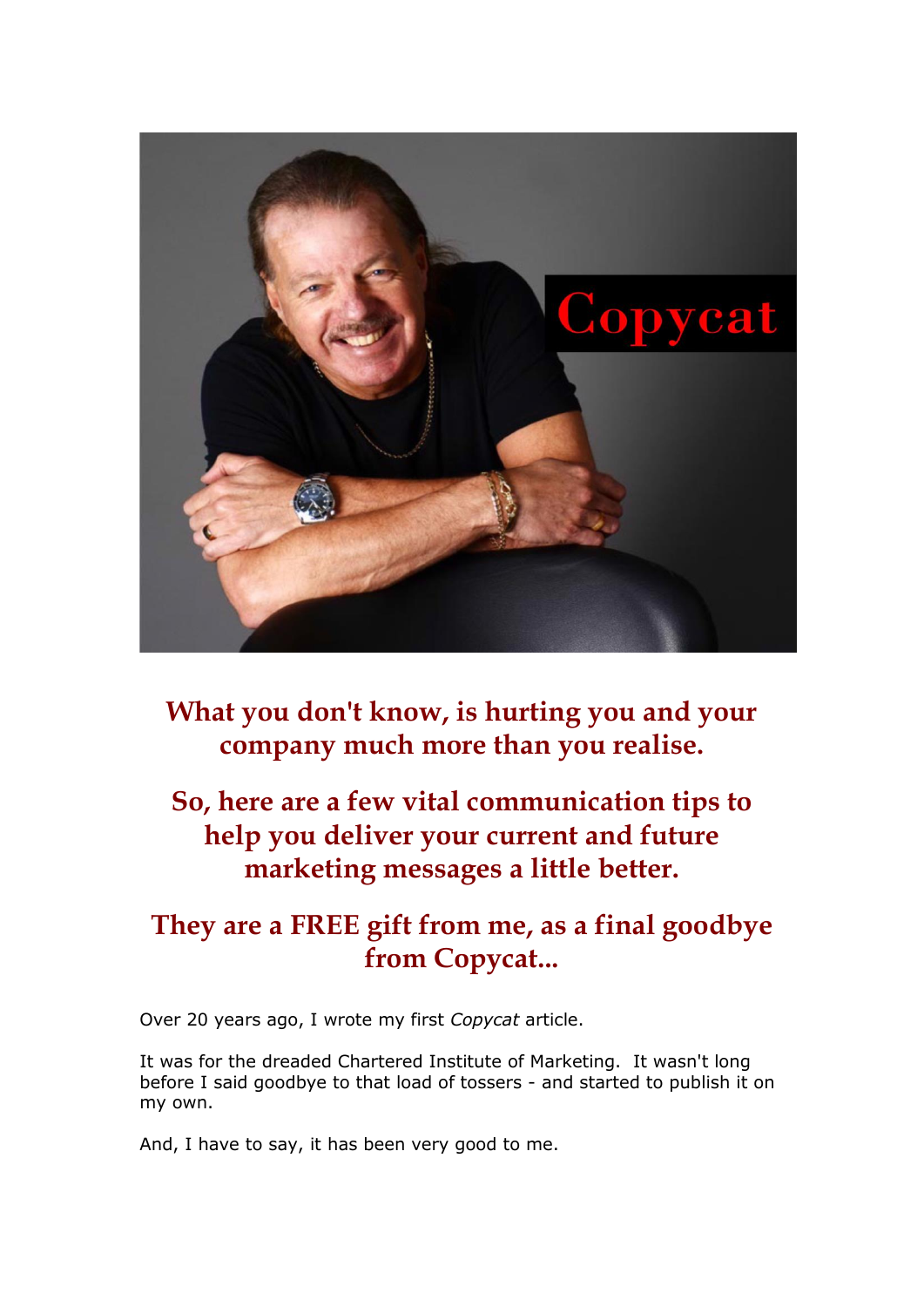## What you don't know, is hurting you and your company much more than you realise.

## So, here are a few vital communication tips to help you deliver your current and future marketing messages a little better.

## They are a FREE gift from me, as a final goodbye from Copycat...

Over 20 years ago, I wrote my first *Copycat* article.

It was for the dreaded Chartered Institute of Marketing. It wasn't long before I said goodbye to that load of tossers - and started to publish it on my own.

And, I have to say, it has been very good to me.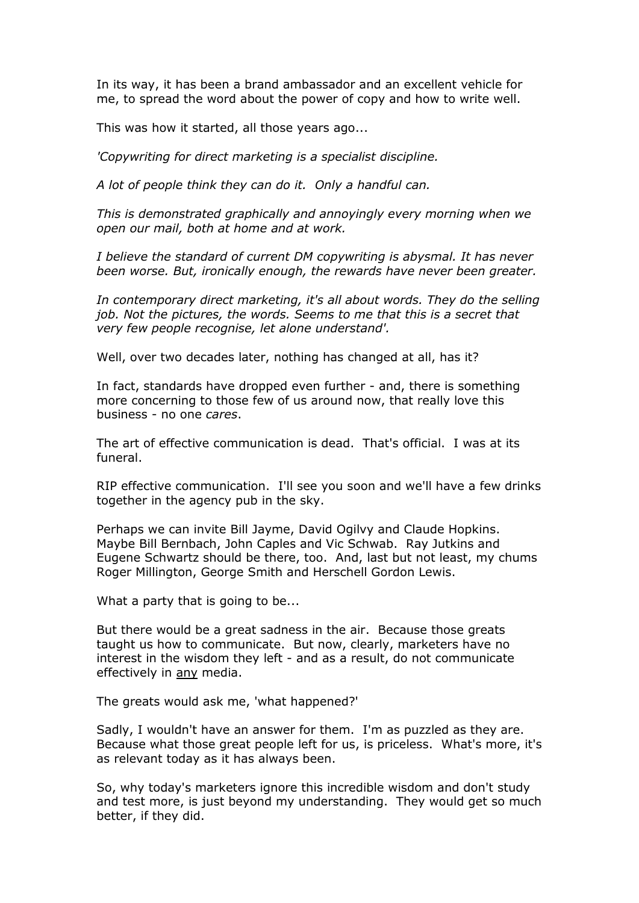In its way, it has been a brand ambassador and an excellent vehicle for me, to spread the word about the power of copy and how to write well.

This was how it started, all those years ago...

*'Copywriting for direct marketing is a specialist discipline.*

*A lot of people think they can do it. Only a handful can.*

*This is demonstrated graphically and annoyingly every morning when we open our mail, both at home and at work.*

*I believe the standard of current DM copywriting is abysmal. It has never been worse. But, ironically enough, the rewards have never been greater.*

*In contemporary direct marketing, it's all about words. They do the selling job. Not the pictures, the words. Seems to me that this is a secret that very few people recognise, let alone understand'.*

Well, over two decades later, nothing has changed at all, has it?

In fact, standards have dropped even further - and, there is something more concerning to those few of us around now, that really love this business - no one *cares*.

The art of effective communication is dead. That's official. I was at its funeral.

RIP effective communication. I'll see you soon and we'll have a few drinks together in the agency pub in the sky.

Perhaps we can invite Bill Jayme, David Ogilvy and Claude Hopkins. Maybe Bill Bernbach, John Caples and Vic Schwab. Ray Jutkins and Eugene Schwartz should be there, too. And, last but not least, my chums Roger Millington, George Smith and Herschell Gordon Lewis.

What a party that is going to be...

But there would be a great sadness in the air. Because those greats taught us how to communicate. But now, clearly, marketers have no interest in the wisdom they left - and as a result, do not communicate effectively in <u>any</u> media.

The greats would ask me, 'what happened?'

Sadly, I wouldn't have an answer for them. I'm as puzzled as they are. Because what those great people left for us, is priceless. What's more, it's as relevant today as it has always been.

So, why today's marketers ignore this incredible wisdom and don't study and test more, is just beyond my understanding. They would get so much better, if they did.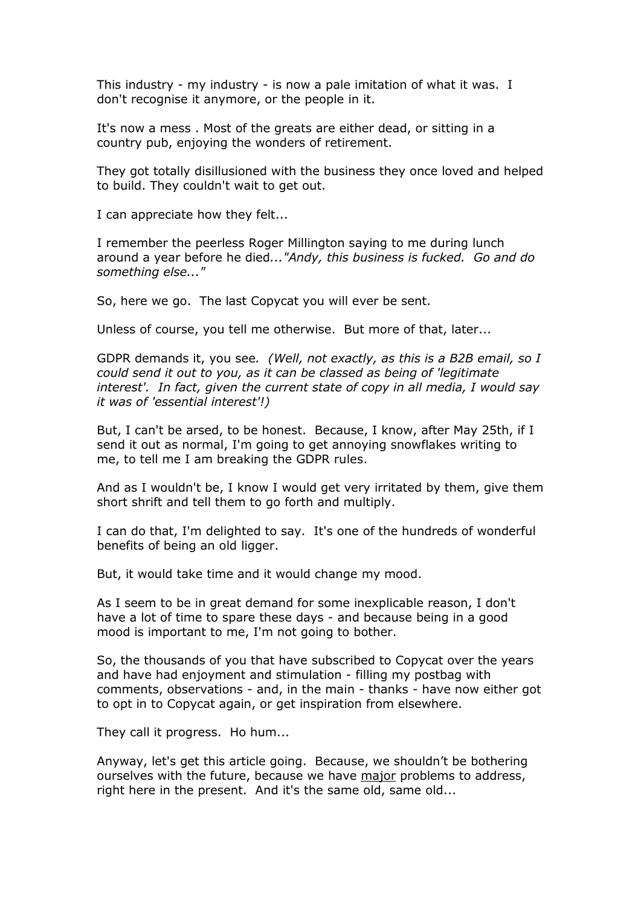This industry - my industry - is now a pale imitation of what it was. I don't recognise it anymore, or the people in it.

It's now a mess . Most of the greats are either dead, or sitting in a country pub, enjoying the wonders of retirement.

They got totally disillusioned with the business they once loved and helped to build. They couldn't wait to get out.

I can appreciate how they felt...

I remember the peerless Roger Millington saying to me during lunch around a year before he died*..."Andy, this business is fucked. Go and do something else..."*

So, here we go. The last Copycat you will ever be sent.

Unless of course, you tell me otherwise. But more of that, later...

GDPR demands it, you see*. (Well, not exactly, as this is a B2B email, so I could send it out to you, as it can be classed as being of 'legitimate interest'. In fact, given the current state of copy in all media, I would say it was of 'essential interest'!)*

But, I can't be arsed, to be honest. Because, I know, after May 25th, if I send it out as normal, I'm going to get annoying snowflakes writing to me, to tell me I am breaking the GDPR rules.

And as I wouldn't be, I know I would get very irritated by them, give them short shrift and tell them to go forth and multiply.

I can do that, I'm delighted to say. It's one of the hundreds of wonderful benefits of being an old ligger.

But, it would take time and it would change my mood.

As I seem to be in great demand for some inexplicable reason, I don't have a lot of time to spare these days - and because being in a good mood is important to me, I'm not going to bother.

So, the thousands of you that have subscribed to Copycat over the years and have had enjoyment and stimulation - filling my postbag with comments, observations - and, in the main - thanks - have now either got to opt in to Copycat again, or get inspiration from elsewhere.

They call it progress. Ho hum...

Anyway, let's get this article going. Because, we shouldn't be bothering ourselves with the future, because we have <u>major</u> problems to address, right here in the present. And it's the same old, same old...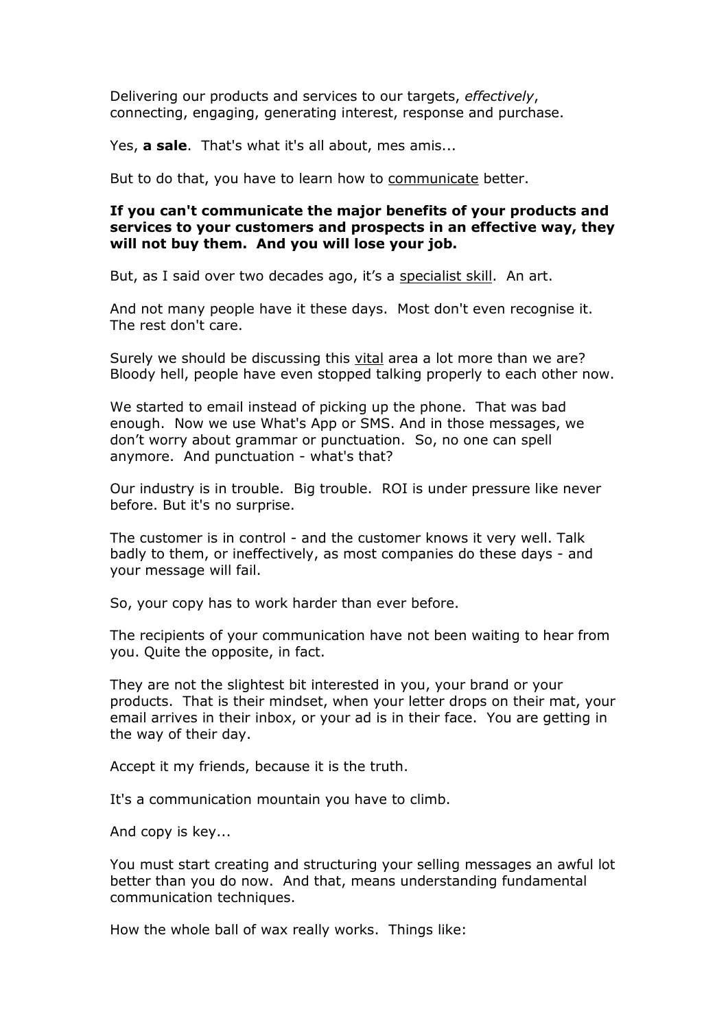Delivering our products and services to our targets, *effectively*, connecting, engaging, generating interest, response and purchase.

Yes, **a sale**. That's what it's all about, mes amis...

But to do that, you have to learn how to <u>communicate</u> better.

**If you can't communicate the major benefits of your products and services to your customers and prospects in an effective way, they will not buy them. And you will lose your job.**

But, as I said over two decades ago, it's a <u>specialist skill</u>. An art.

And not many people have it these days. Most don't even recognise it. The rest don't care.

Surely we should be discussing this <u>vital</u> area a lot more than we are? Bloody hell, people have even stopped talking properly to each other now.

We started to email instead of picking up the phone. That was bad enough. Now we use What's App or SMS. And in those messages, we don't worry about grammar or punctuation. So, no one can spell anymore. And punctuation - what's that?

Our industry is in trouble. Big trouble. ROI is under pressure like never before. But it's no surprise.

The customer is in control - and the customer knows it very well. Talk badly to them, or ineffectively, as most companies do these days - and your message will fail.

So, your copy has to work harder than ever before.

The recipients of your communication have not been waiting to hear from you. Quite the opposite, in fact.

They are not the slightest bit interested in you, your brand or your products. That is their mindset, when your letter drops on their mat, your email arrives in their inbox, or your ad is in their face. You are getting in the way of their day.

Accept it my friends, because it is the truth.

It's a communication mountain you have to climb.

And copy is key...

You must start creating and structuring your selling messages an awful lot better than you do now. And that, means understanding fundamental communication techniques.

How the whole ball of wax really works. Things like: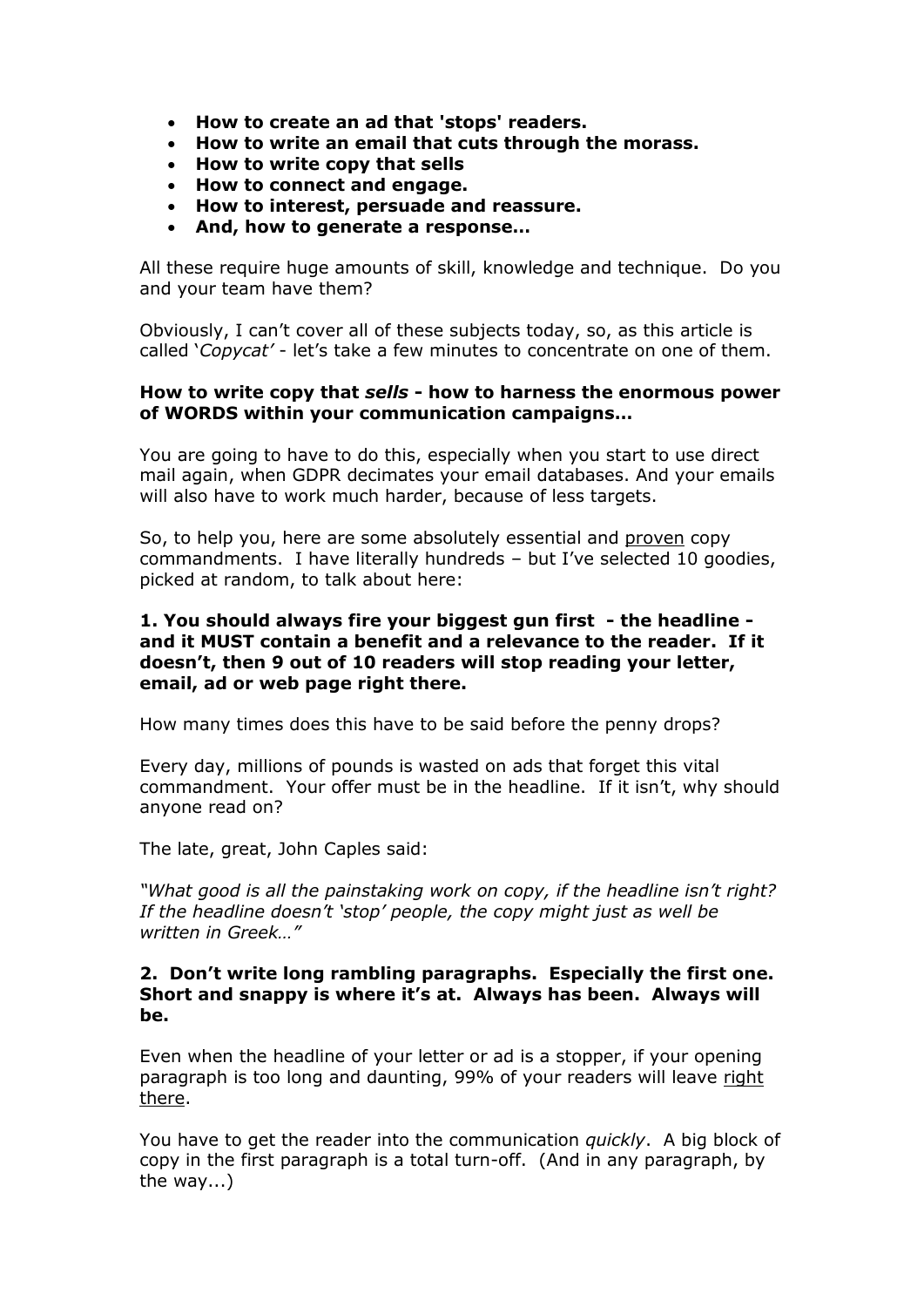- **How to create an ad that 'stops' readers.**
- **How to write an email that cuts through the morass.**
- **How to write copy that sells**
- **How to connect and engage.**
- **How to interest, persuade and reassure.**
- **And, how to generate a response…**

All these require huge amounts of skill, knowledge and technique. Do you and your team have them?

Obviously, I can't cover all of these subjects today, so, as this article is called '*Copycat'* - let's take a few minutes to concentrate on one of them.

**How to write copy that *sells* - how to harness the enormous power of WORDS within your communication campaigns…**

You are going to have to do this, especially when you start to use direct mail again, when GDPR decimates your email databases. And your emails will also have to work much harder, because of less targets.

So, to help you, here are some absolutely essential and <u>proven</u> copy commandments. I have literally hundreds – but I've selected 10 goodies, picked at random, to talk about here:

**1. You should always fire your biggest gun first - the headline - and it MUST contain a benefit and a relevance to the reader. If it doesn't, then 9 out of 10 readers will stop reading your letter, email, ad or web page right there.**

How many times does this have to be said before the penny drops?

Every day, millions of pounds is wasted on ads that forget this vital commandment. Your offer must be in the headline. If it isn't, why should anyone read on?

The late, great, John Caples said:

*"What good is all the painstaking work on copy, if the headline isn't right? If the headline doesn't 'stop' people, the copy might just as well be written in Greek…"*

**2. Don't write long rambling paragraphs. Especially the first one. Short and snappy is where it's at. Always has been. Always will be.**

Even when the headline of your letter or ad is a stopper, if your opening paragraph is too long and daunting, 99% of your readers will leave <u>right there</u>.

You have to get the reader into the communication *quickly*. A big block of copy in the first paragraph is a total turn-off. (And in any paragraph, by the way...)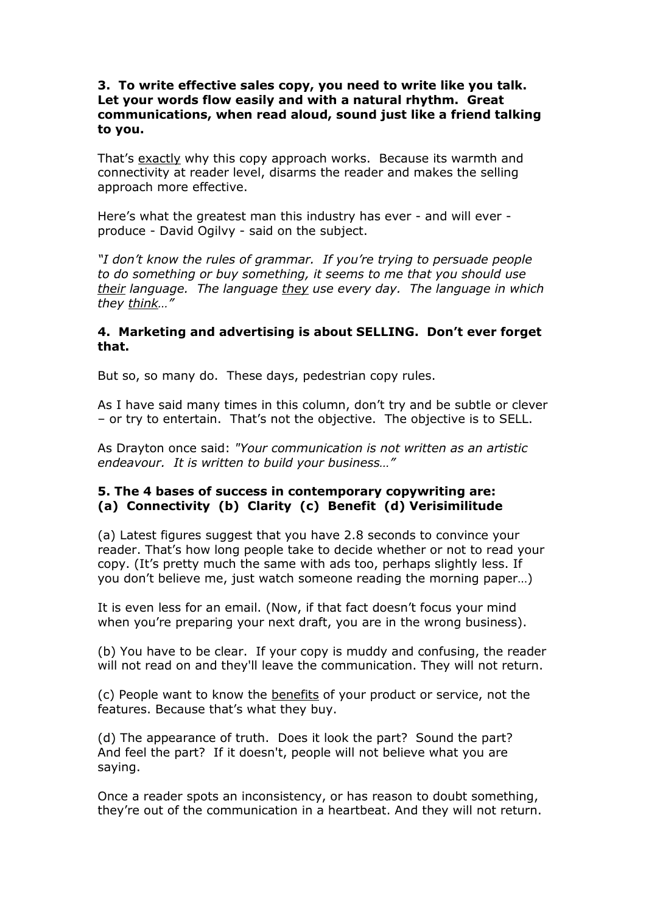**3. To write effective sales copy, you need to write like you talk. Let your words flow easily and with a natural rhythm. Great communications, when read aloud, sound just like a friend talking to you.**

That's <u>exactly</u> why this copy approach works. Because its warmth and connectivity at reader level, disarms the reader and makes the selling approach more effective.

Here's what the greatest man this industry has ever - and will ever - produce - David Ogilvy - said on the subject.

*"I don't know the rules of grammar. If you're trying to persuade people to do something or buy something, it seems to me that you should use <u>their</u> language. The language <u>they</u> use every day. The language in which they <u>think</u>…"*

**4. Marketing and advertising is about SELLING. Don't ever forget that.**

But so, so many do. These days, pedestrian copy rules.

As I have said many times in this column, don't try and be subtle or clever – or try to entertain. That's not the objective. The objective is to SELL.

As Drayton once said: *"Your communication is not written as an artistic endeavour. It is written to build your business…"*

**5. The 4 bases of success in contemporary copywriting are:**
**(a) Connectivity (b) Clarity (c) Benefit (d) Verisimilitude**

(a) Latest figures suggest that you have 2.8 seconds to convince your reader. That's how long people take to decide whether or not to read your copy. (It's pretty much the same with ads too, perhaps slightly less. If you don't believe me, just watch someone reading the morning paper…)

It is even less for an email. (Now, if that fact doesn't focus your mind when you're preparing your next draft, you are in the wrong business).

(b) You have to be clear. If your copy is muddy and confusing, the reader will not read on and they'll leave the communication. They will not return.

(c) People want to know the <u>benefits</u> of your product or service, not the features. Because that's what they buy.

(d) The appearance of truth. Does it look the part? Sound the part? And feel the part? If it doesn't, people will not believe what you are saying.

Once a reader spots an inconsistency, or has reason to doubt something, they're out of the communication in a heartbeat. And they will not return.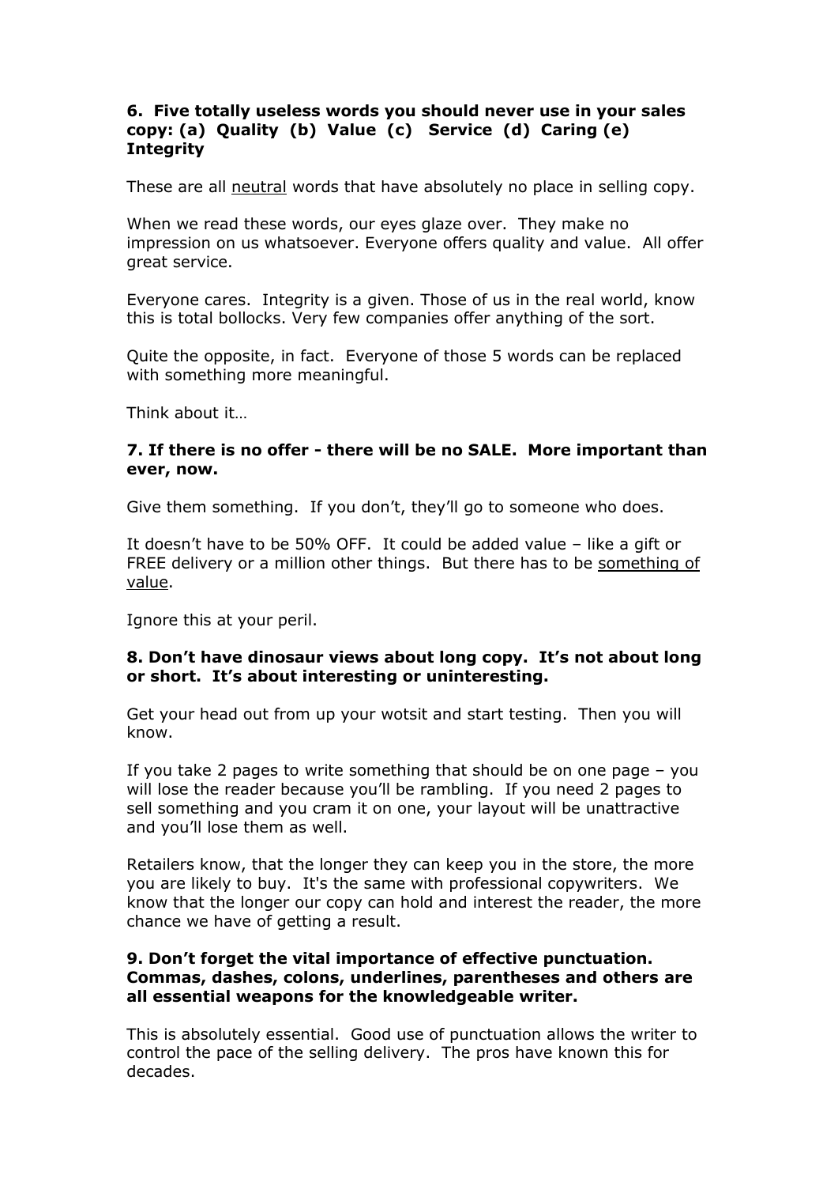**6. Five totally useless words you should never use in your sales copy: (a) Quality (b) Value (c) Service (d) Caring (e) Integrity**

These are all <u>neutral</u> words that have absolutely no place in selling copy.

When we read these words, our eyes glaze over. They make no impression on us whatsoever. Everyone offers quality and value. All offer great service.

Everyone cares. Integrity is a given. Those of us in the real world, know this is total bollocks. Very few companies offer anything of the sort.

Quite the opposite, in fact. Everyone of those 5 words can be replaced with something more meaningful.

Think about it…

**7. If there is no offer - there will be no SALE. More important than ever, now.**

Give them something. If you don't, they'll go to someone who does.

It doesn't have to be 50% OFF. It could be added value – like a gift or FREE delivery or a million other things. But there has to be <u>something of value</u>.

Ignore this at your peril.

**8. Don't have dinosaur views about long copy. It's not about long or short. It's about interesting or uninteresting.**

Get your head out from up your wotsit and start testing. Then you will know.

If you take 2 pages to write something that should be on one page – you will lose the reader because you'll be rambling. If you need 2 pages to sell something and you cram it on one, your layout will be unattractive and you'll lose them as well.

Retailers know, that the longer they can keep you in the store, the more you are likely to buy. It's the same with professional copywriters. We know that the longer our copy can hold and interest the reader, the more chance we have of getting a result.

**9. Don't forget the vital importance of effective punctuation. Commas, dashes, colons, underlines, parentheses and others are all essential weapons for the knowledgeable writer.**

This is absolutely essential. Good use of punctuation allows the writer to control the pace of the selling delivery. The pros have known this for decades.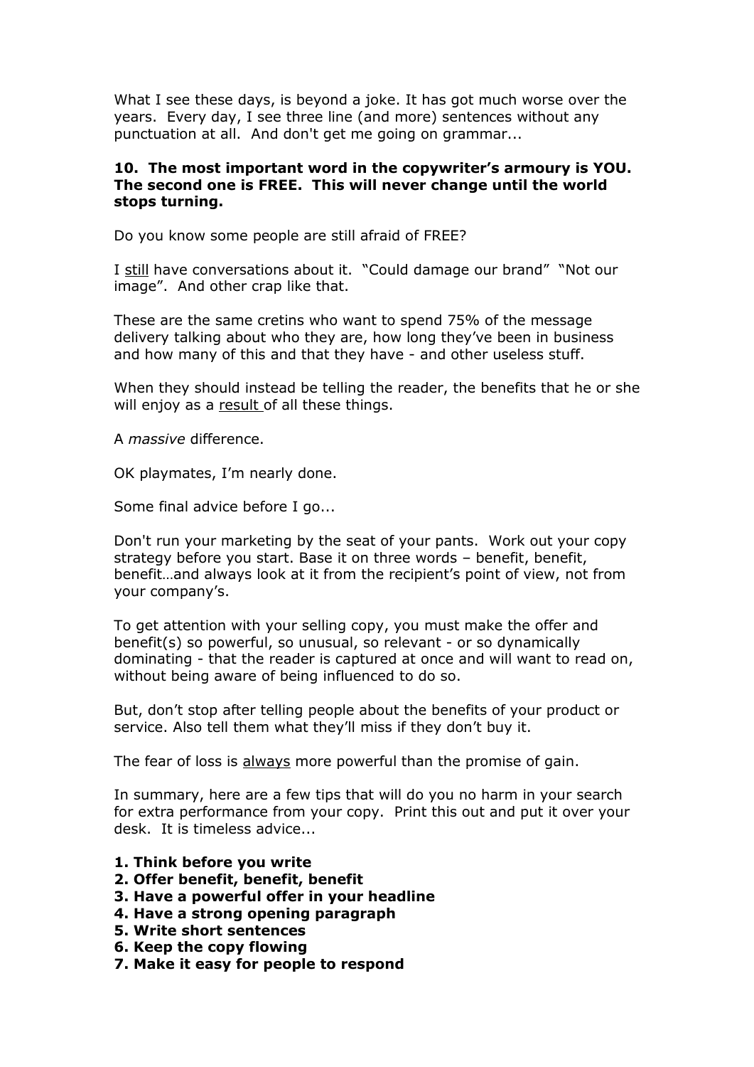What I see these days, is beyond a joke. It has got much worse over the years. Every day, I see three line (and more) sentences without any punctuation at all. And don't get me going on grammar...

**10. The most important word in the copywriter's armoury is YOU. The second one is FREE. This will never change until the world stops turning.**

Do you know some people are still afraid of FREE?

I <u>still</u> have conversations about it. "Could damage our brand" "Not our image". And other crap like that.

These are the same cretins who want to spend 75% of the message delivery talking about who they are, how long they've been in business and how many of this and that they have - and other useless stuff.

When they should instead be telling the reader, the benefits that he or she will enjoy as a <u>result</u> of all these things.

A *massive* difference.

OK playmates, I'm nearly done.

Some final advice before I go...

Don't run your marketing by the seat of your pants. Work out your copy strategy before you start. Base it on three words – benefit, benefit, benefit…and always look at it from the recipient's point of view, not from your company's.

To get attention with your selling copy, you must make the offer and benefit(s) so powerful, so unusual, so relevant - or so dynamically dominating - that the reader is captured at once and will want to read on, without being aware of being influenced to do so.

But, don't stop after telling people about the benefits of your product or service. Also tell them what they'll miss if they don't buy it.

The fear of loss is <u>always</u> more powerful than the promise of gain.

In summary, here are a few tips that will do you no harm in your search for extra performance from your copy. Print this out and put it over your desk. It is timeless advice...

**1. Think before you write**
**2. Offer benefit, benefit, benefit**
**3. Have a powerful offer in your headline**
**4. Have a strong opening paragraph**
**5. Write short sentences**
**6. Keep the copy flowing**
**7. Make it easy for people to respond**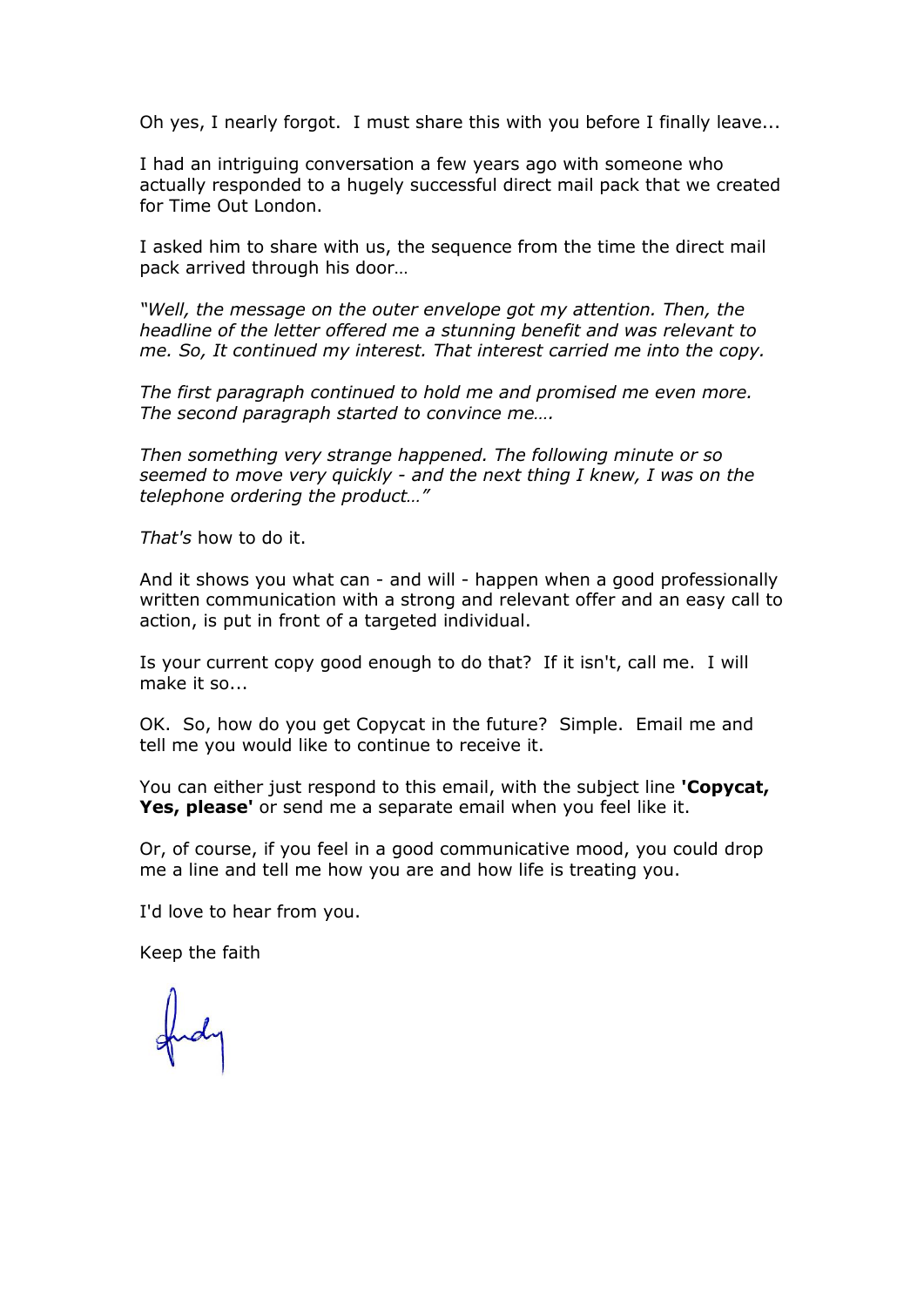Oh yes, I nearly forgot.  I must share this with you before I finally leave...

I had an intriguing conversation a few years ago with someone who actually responded to a hugely successful direct mail pack that we created for Time Out London.

I asked him to share with us, the sequence from the time the direct mail pack arrived through his door…

*"Well, the message on the outer envelope got my attention. Then, the headline of the letter offered me a stunning benefit and was relevant to me. So, It continued my interest. That interest carried me into the copy.*

*The first paragraph continued to hold me and promised me even more. The second paragraph started to convince me….*

*Then something very strange happened. The following minute or so seemed to move very quickly - and the next thing I knew, I was on the telephone ordering the product…"*

*That's* how to do it.

And it shows you what can - and will - happen when a good professionally written communication with a strong and relevant offer and an easy call to action, is put in front of a targeted individual.

Is your current copy good enough to do that?  If it isn't, call me.  I will make it so...

OK.  So, how do you get Copycat in the future?  Simple.  Email me and tell me you would like to continue to receive it.

You can either just respond to this email, with the subject line **'Copycat, Yes, please'** or send me a separate email when you feel like it.

Or, of course, if you feel in a good communicative mood, you could drop me a line and tell me how you are and how life is treating you.

I'd love to hear from you.

Keep the faith

Andy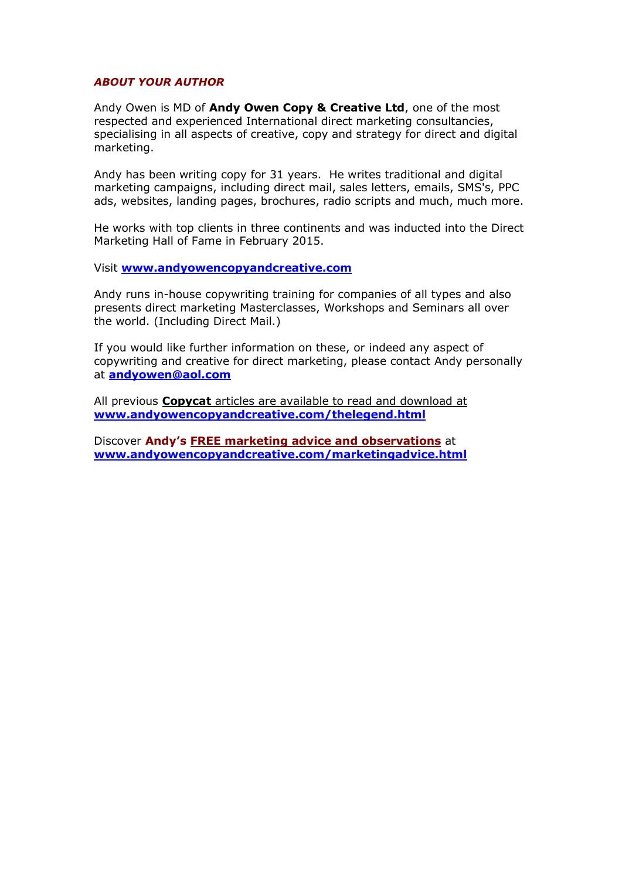***ABOUT YOUR AUTHOR***

Andy Owen is MD of **Andy Owen Copy & Creative Ltd**, one of the most respected and experienced International direct marketing consultancies, specialising in all aspects of creative, copy and strategy for direct and digital marketing.

Andy has been writing copy for 31 years. He writes traditional and digital marketing campaigns, including direct mail, sales letters, emails, SMS's, PPC ads, websites, landing pages, brochures, radio scripts and much, much more.

He works with top clients in three continents and was inducted into the Direct Marketing Hall of Fame in February 2015.

Visit **www.andyowencopyandcreative.com**

Andy runs in-house copywriting training for companies of all types and also presents direct marketing Masterclasses, Workshops and Seminars all over the world. (Including Direct Mail.)

If you would like further information on these, or indeed any aspect of copywriting and creative for direct marketing, please contact Andy personally at **andyowen@aol.com**

All previous **Copycat** articles are available to read and download at **www.andyowencopyandcreative.com/thelegend.html**

Discover **Andy's FREE marketing advice and observations** at **www.andyowencopyandcreative.com/marketingadvice.html**